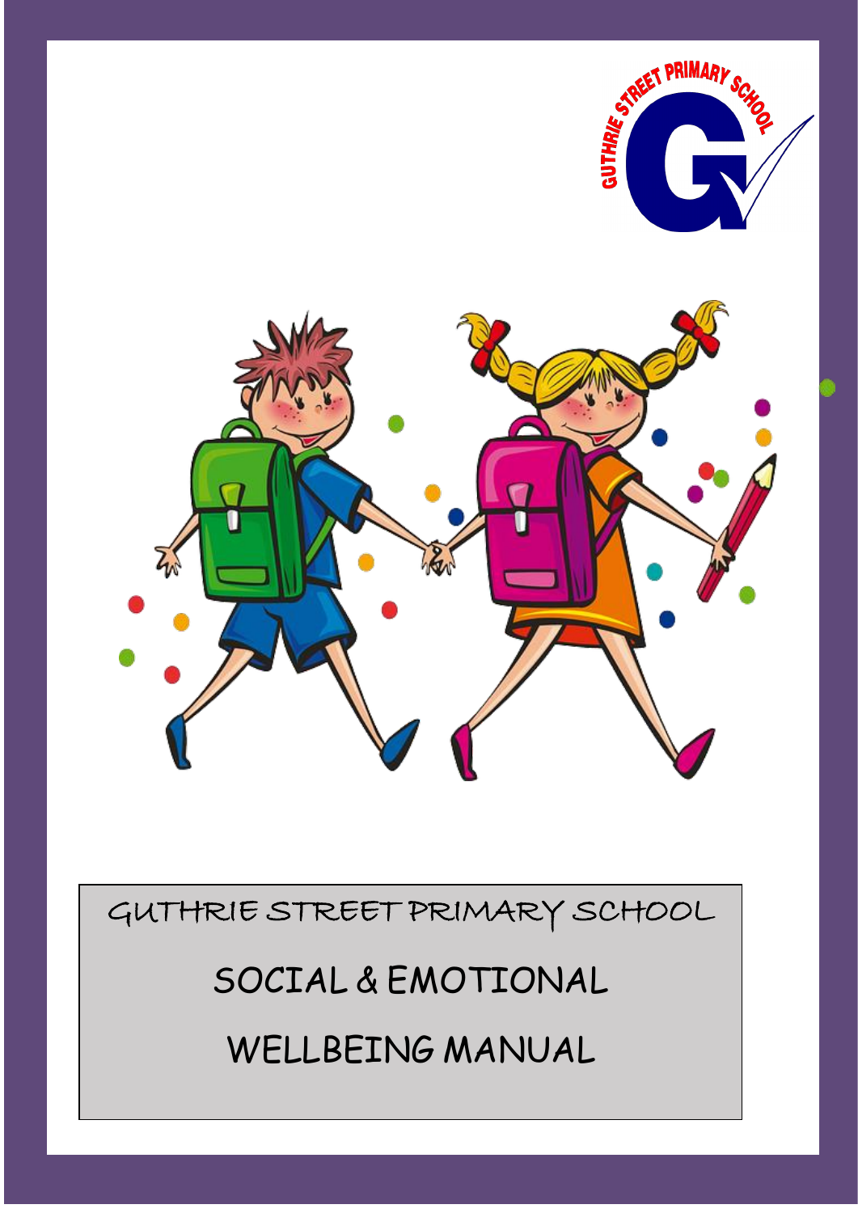GUTHRIE STREET PRIMARY SCHOOL

# SOCIAL & EMOTIONAL WELLBEING MANUAL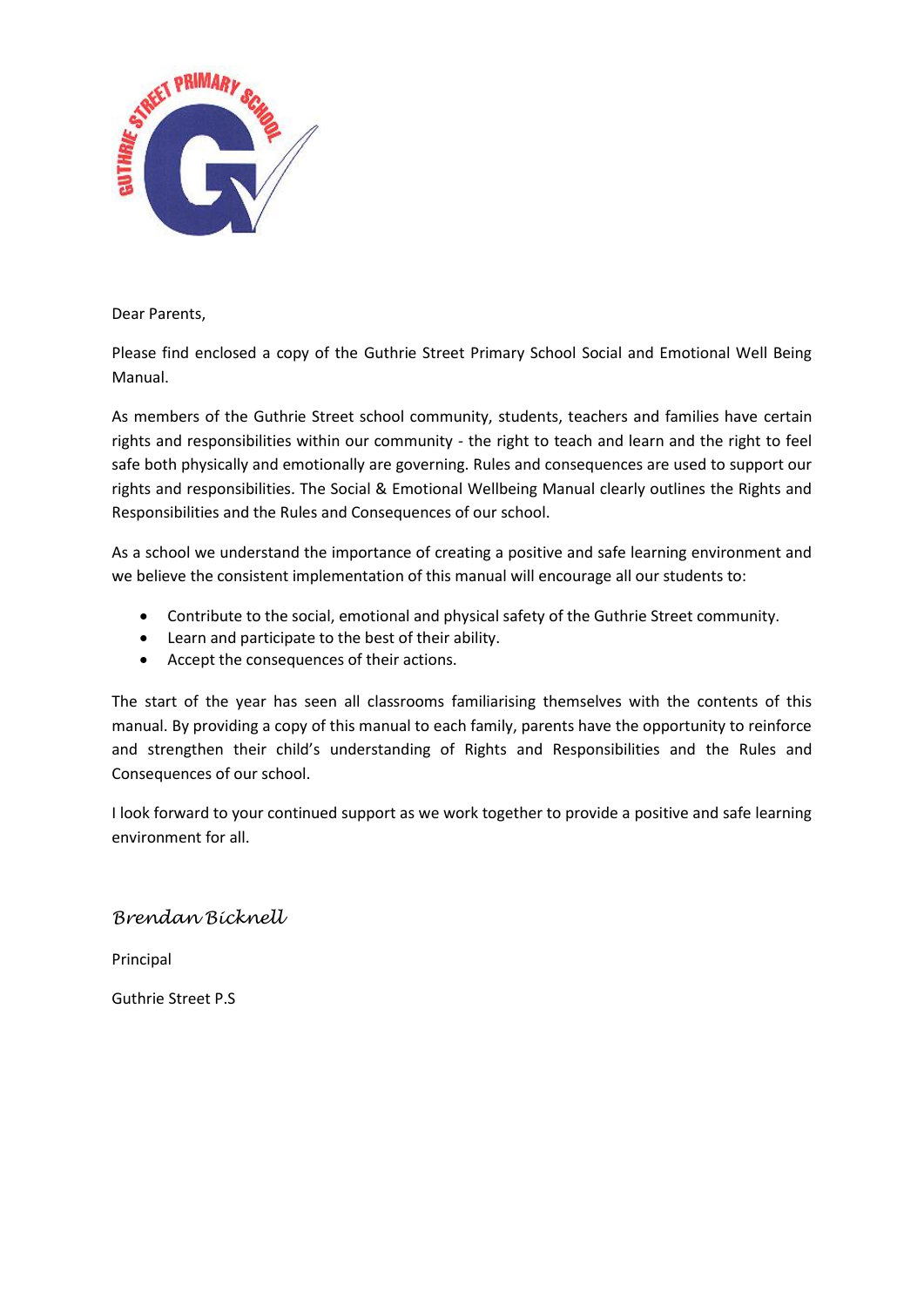Dear Parents,

Please find enclosed a copy of the Guthrie Street Primary School Social and Emotional Well Being Manual.

As members of the Guthrie Street school community, students, teachers and families have certain rights and responsibilities within our community - the right to teach and learn and the right to feel safe both physically and emotionally are governing. Rules and consequences are used to support our rights and responsibilities. The Social & Emotional Wellbeing Manual clearly outlines the Rights and Responsibilities and the Rules and Consequences of our school.

As a school we understand the importance of creating a positive and safe learning environment and we believe the consistent implementation of this manual will encourage all our students to:

- Contribute to the social, emotional and physical safety of the Guthrie Street community.
- Learn and participate to the best of their ability.
- Accept the consequences of their actions.

The start of the year has seen all classrooms familiarising themselves with the contents of this manual. By providing a copy of this manual to each family, parents have the opportunity to reinforce and strengthen their child's understanding of Rights and Responsibilities and the Rules and Consequences of our school.

I look forward to your continued support as we work together to provide a positive and safe learning environment for all.

*Brendan Bicknell*

Principal

Guthrie Street P.S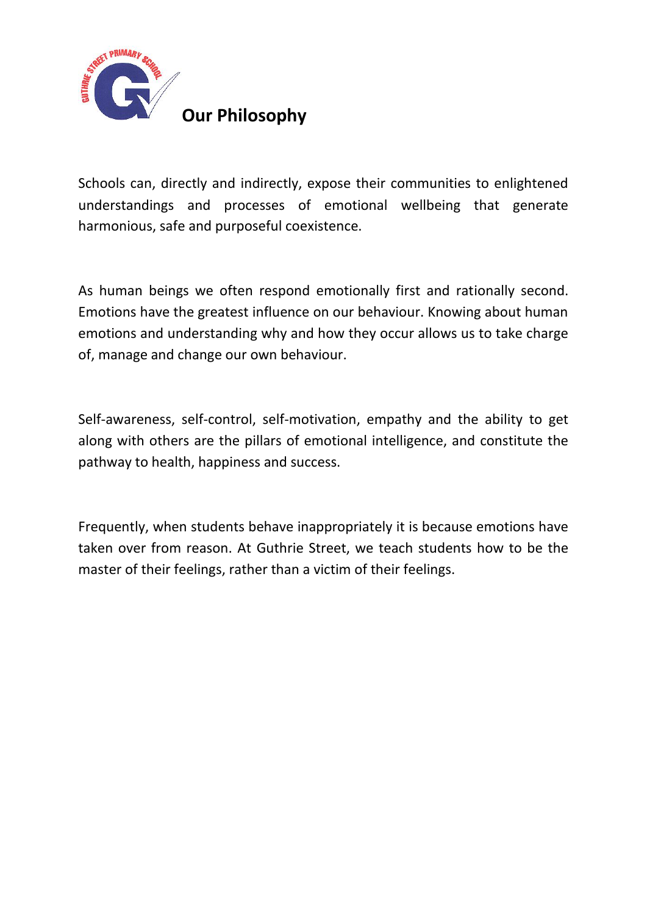# Our Philosophy

Schools can, directly and indirectly, expose their communities to enlightened understandings and processes of emotional wellbeing that generate harmonious, safe and purposeful coexistence.

As human beings we often respond emotionally first and rationally second. Emotions have the greatest influence on our behaviour. Knowing about human emotions and understanding why and how they occur allows us to take charge of, manage and change our own behaviour.

Self-awareness, self-control, self-motivation, empathy and the ability to get along with others are the pillars of emotional intelligence, and constitute the pathway to health, happiness and success.

Frequently, when students behave inappropriately it is because emotions have taken over from reason. At Guthrie Street, we teach students how to be the master of their feelings, rather than a victim of their feelings.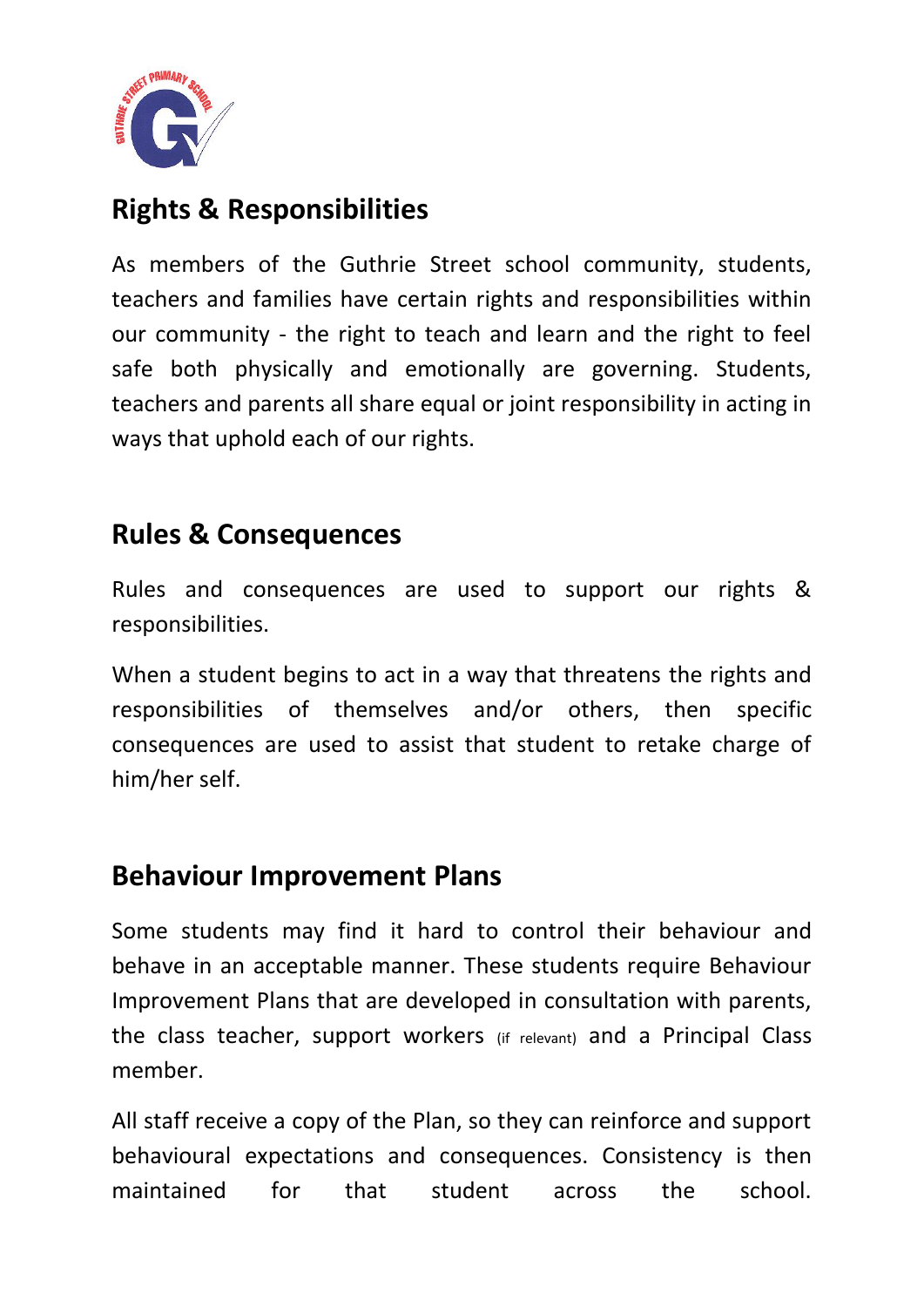## Rights & Responsibilities

As members of the Guthrie Street school community, students, teachers and families have certain rights and responsibilities within our community - the right to teach and learn and the right to feel safe both physically and emotionally are governing. Students, teachers and parents all share equal or joint responsibility in acting in ways that uphold each of our rights.

## Rules & Consequences

Rules and consequences are used to support our rights & responsibilities.

When a student begins to act in a way that threatens the rights and responsibilities of themselves and/or others, then specific consequences are used to assist that student to retake charge of him/her self.

## Behaviour Improvement Plans

Some students may find it hard to control their behaviour and behave in an acceptable manner. These students require Behaviour Improvement Plans that are developed in consultation with parents, the class teacher, support workers (if relevant) and a Principal Class member.

All staff receive a copy of the Plan, so they can reinforce and support behavioural expectations and consequences. Consistency is then maintained for that student across the school.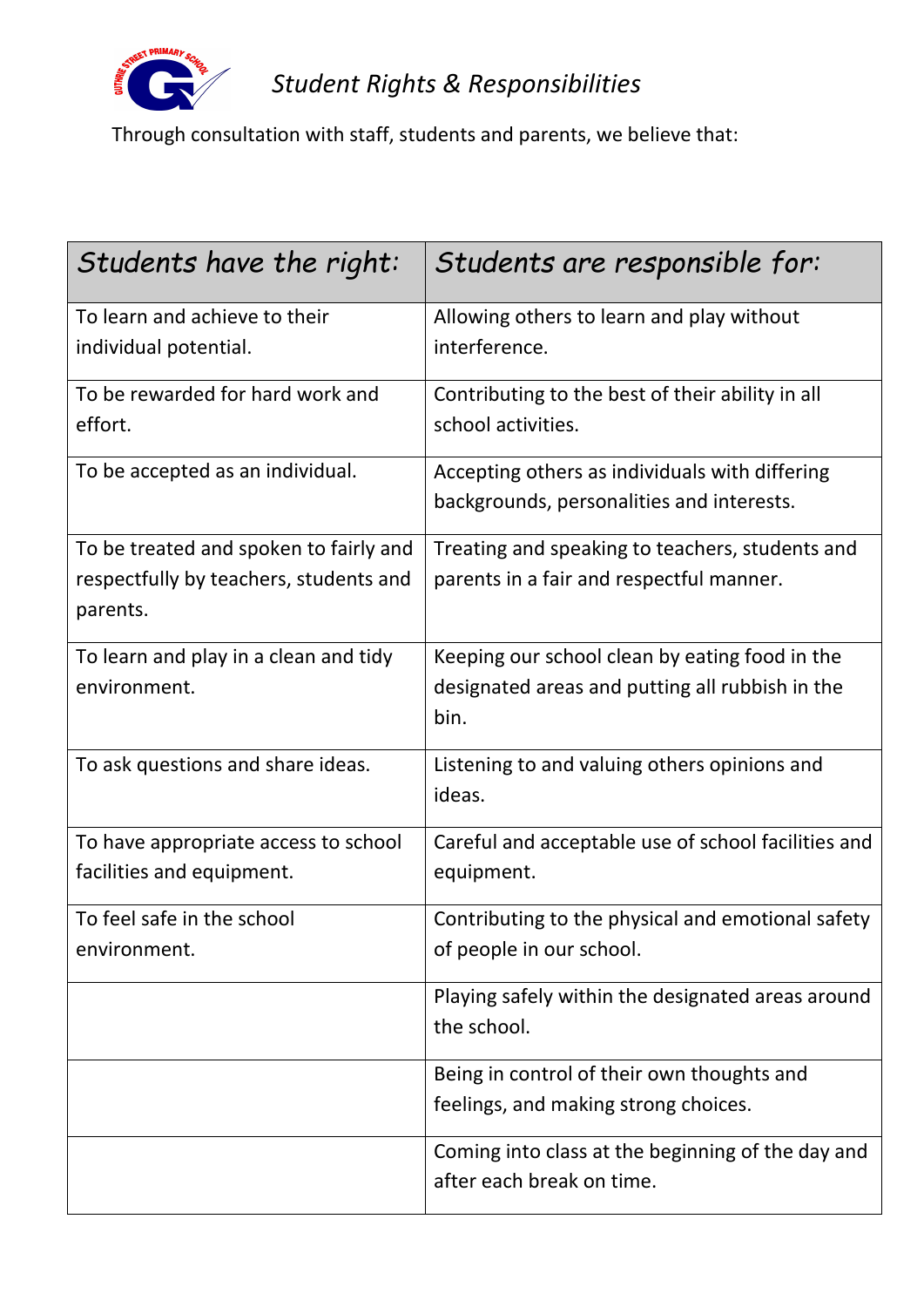# *Student Rights & Responsibilities*

Through consultation with staff, students and parents, we believe that:

| *Students have the right:* | *Students are responsible for:* |
|---|---|
| To learn and achieve to their individual potential. | Allowing others to learn and play without interference. |
| To be rewarded for hard work and effort. | Contributing to the best of their ability in all school activities. |
| To be accepted as an individual. | Accepting others as individuals with differing backgrounds, personalities and interests. |
| To be treated and spoken to fairly and respectfully by teachers, students and parents. | Treating and speaking to teachers, students and parents in a fair and respectful manner. |
| To learn and play in a clean and tidy environment. | Keeping our school clean by eating food in the designated areas and putting all rubbish in the bin. |
| To ask questions and share ideas. | Listening to and valuing others opinions and ideas. |
| To have appropriate access to school facilities and equipment. | Careful and acceptable use of school facilities and equipment. |
| To feel safe in the school environment. | Contributing to the physical and emotional safety of people in our school. |
| | Playing safely within the designated areas around the school. |
| | Being in control of their own thoughts and feelings, and making strong choices. |
| | Coming into class at the beginning of the day and after each break on time. |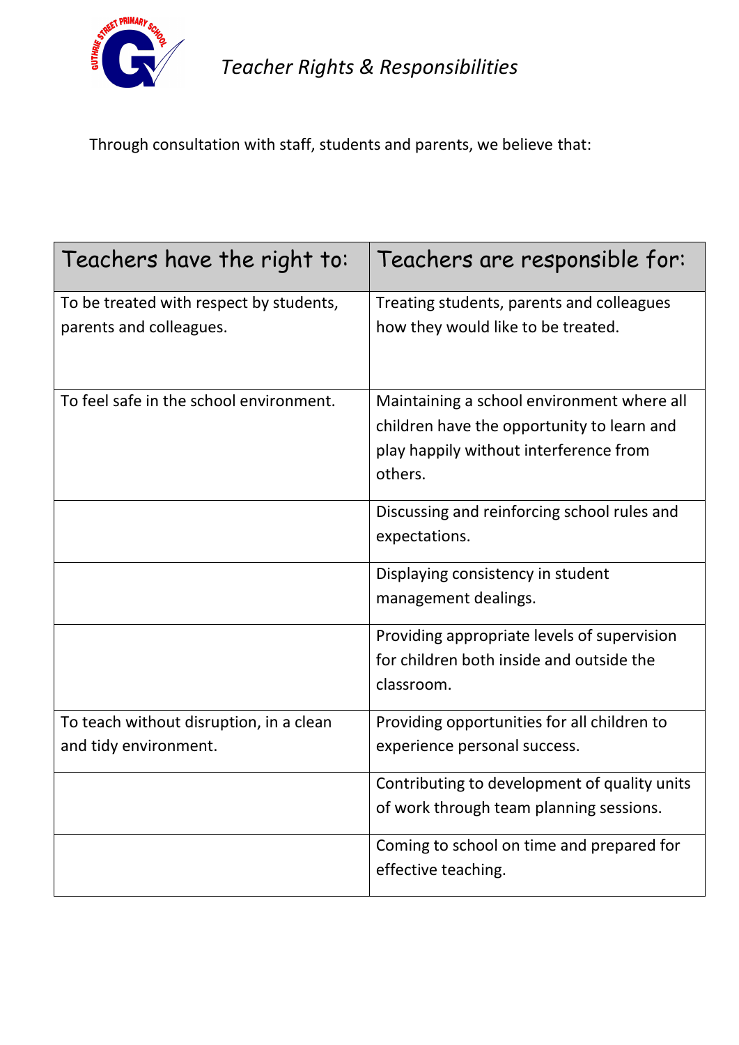# Teacher Rights & Responsibilities

Through consultation with staff, students and parents, we believe that:

| Teachers have the right to: | Teachers are responsible for: |
|---|---|
| To be treated with respect by students, parents and colleagues. | Treating students, parents and colleagues how they would like to be treated. |
| To feel safe in the school environment. | Maintaining a school environment where all children have the opportunity to learn and play happily without interference from others. |
| | Discussing and reinforcing school rules and expectations. |
| | Displaying consistency in student management dealings. |
| | Providing appropriate levels of supervision for children both inside and outside the classroom. |
| To teach without disruption, in a clean and tidy environment. | Providing opportunities for all children to experience personal success. |
| | Contributing to development of quality units of work through team planning sessions. |
| | Coming to school on time and prepared for effective teaching. |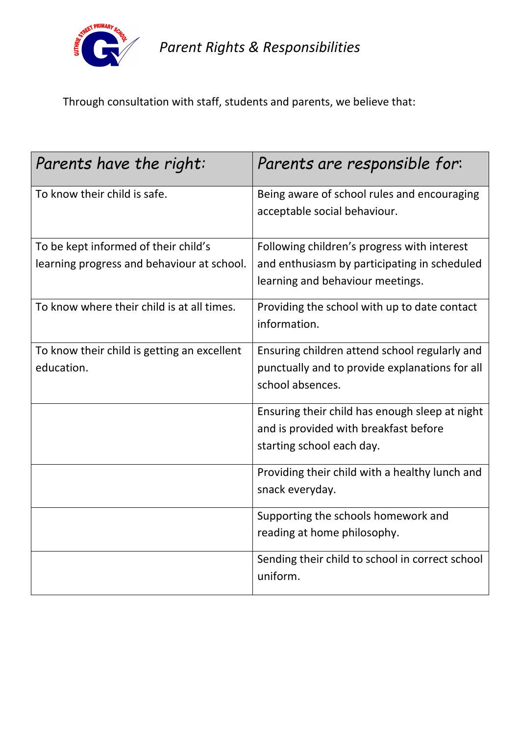# *Parent Rights & Responsibilities*

Through consultation with staff, students and parents, we believe that:

| *Parents have the right:* | *Parents are responsible for:* |
|---|---|
| To know their child is safe. | Being aware of school rules and encouraging acceptable social behaviour. |
| To be kept informed of their child's learning progress and behaviour at school. | Following children's progress with interest and enthusiasm by participating in scheduled learning and behaviour meetings. |
| To know where their child is at all times. | Providing the school with up to date contact information. |
| To know their child is getting an excellent education. | Ensuring children attend school regularly and punctually and to provide explanations for all school absences. |
| | Ensuring their child has enough sleep at night and is provided with breakfast before starting school each day. |
| | Providing their child with a healthy lunch and snack everyday. |
| | Supporting the schools homework and reading at home philosophy. |
| | Sending their child to school in correct school uniform. |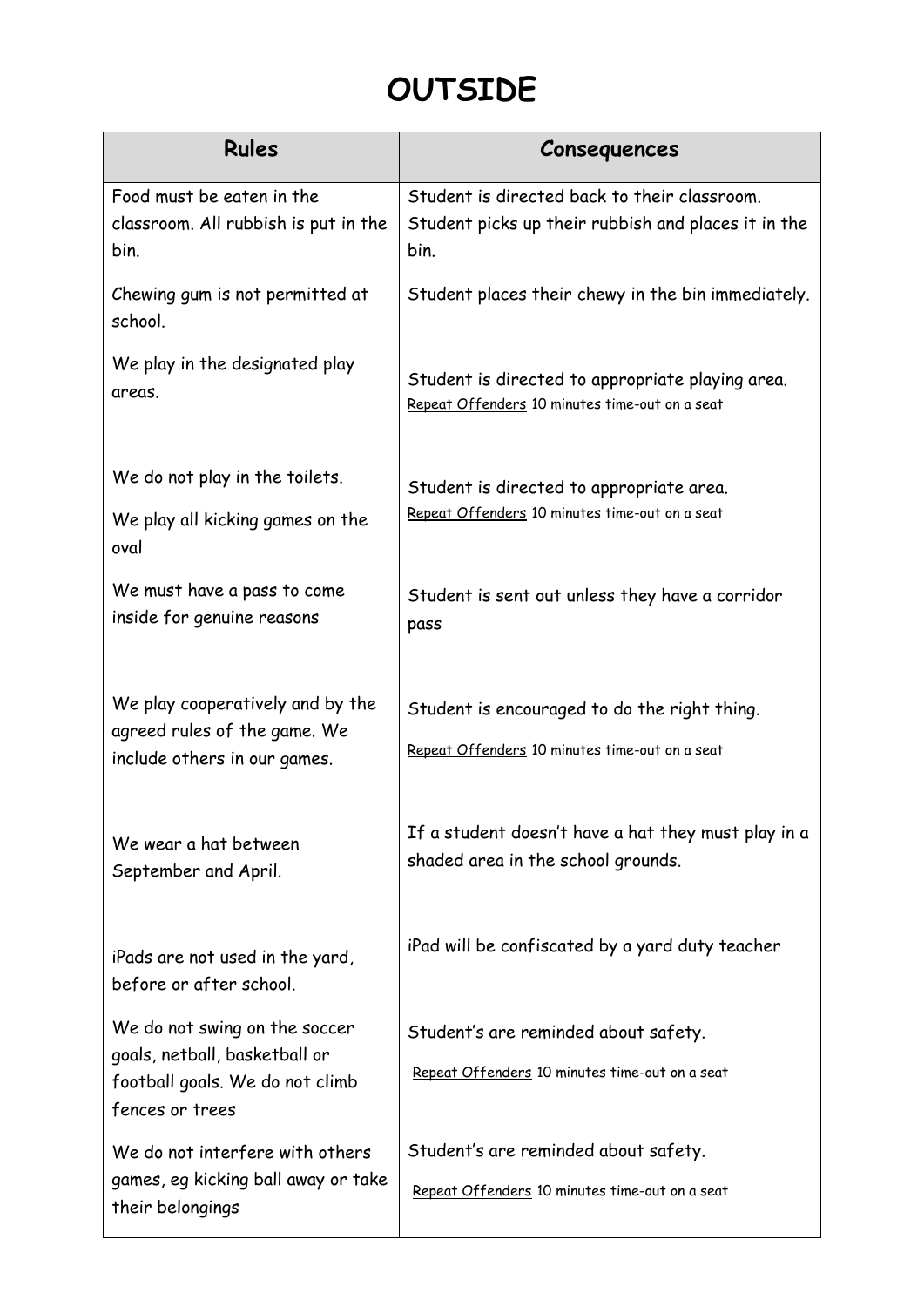# OUTSIDE

| Rules | Consequences |
| --- | --- |
| Food must be eaten in the classroom. All rubbish is put in the bin. | Student is directed back to their classroom. Student picks up their rubbish and places it in the bin. |
| Chewing gum is not permitted at school. | Student places their chewy in the bin immediately. |
| We play in the designated play areas. | Student is directed to appropriate playing area. <u>Repeat Offenders</u> 10 minutes time-out on a seat |
| We do not play in the toilets. We play all kicking games on the oval | Student is directed to appropriate area. <u>Repeat Offenders</u> 10 minutes time-out on a seat |
| We must have a pass to come inside for genuine reasons | Student is sent out unless they have a corridor pass |
| We play cooperatively and by the agreed rules of the game. We include others in our games. | Student is encouraged to do the right thing. <u>Repeat Offenders</u> 10 minutes time-out on a seat |
| We wear a hat between September and April. | If a student doesn't have a hat they must play in a shaded area in the school grounds. |
| iPads are not used in the yard, before or after school. | iPad will be confiscated by a yard duty teacher |
| We do not swing on the soccer goals, netball, basketball or football goals. We do not climb fences or trees | Student's are reminded about safety. <u>Repeat Offenders</u> 10 minutes time-out on a seat |
| We do not interfere with others games, eg kicking ball away or take their belongings | Student's are reminded about safety. <u>Repeat Offenders</u> 10 minutes time-out on a seat |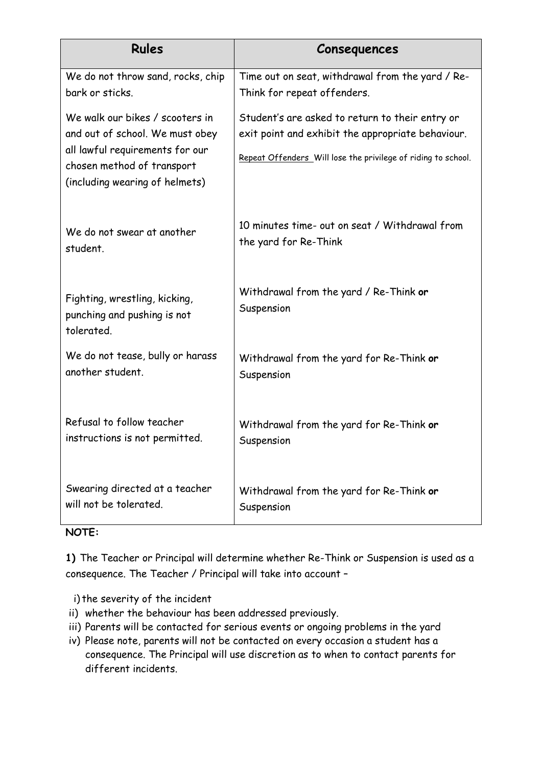| Rules | Consequences |
|---|---|
| We do not throw sand, rocks, chip bark or sticks. | Time out on seat, withdrawal from the yard / Re-Think for repeat offenders. |
| We walk our bikes / scooters in and out of school. We must obey all lawful requirements for our chosen method of transport (including wearing of helmets) | Student's are asked to return to their entry or exit point and exhibit the appropriate behaviour.<br><br><u>Repeat Offenders</u> Will lose the privilege of riding to school. |
| We do not swear at another student. | 10 minutes time- out on seat / Withdrawal from the yard for Re-Think |
| Fighting, wrestling, kicking, punching and pushing is not tolerated. | Withdrawal from the yard / Re-Think **or** Suspension |
| We do not tease, bully or harass another student. | Withdrawal from the yard for Re-Think **or** Suspension |
| Refusal to follow teacher instructions is not permitted. | Withdrawal from the yard for Re-Think **or** Suspension |
| Swearing directed at a teacher will not be tolerated. | Withdrawal from the yard for Re-Think **or** Suspension |

**NOTE:**

**1)** The Teacher or Principal will determine whether Re-Think or Suspension is used as a consequence. The Teacher / Principal will take into account –

i) the severity of the incident
ii) whether the behaviour has been addressed previously.
iii) Parents will be contacted for serious events or ongoing problems in the yard
iv) Please note, parents will not be contacted on every occasion a student has a consequence. The Principal will use discretion as to when to contact parents for different incidents.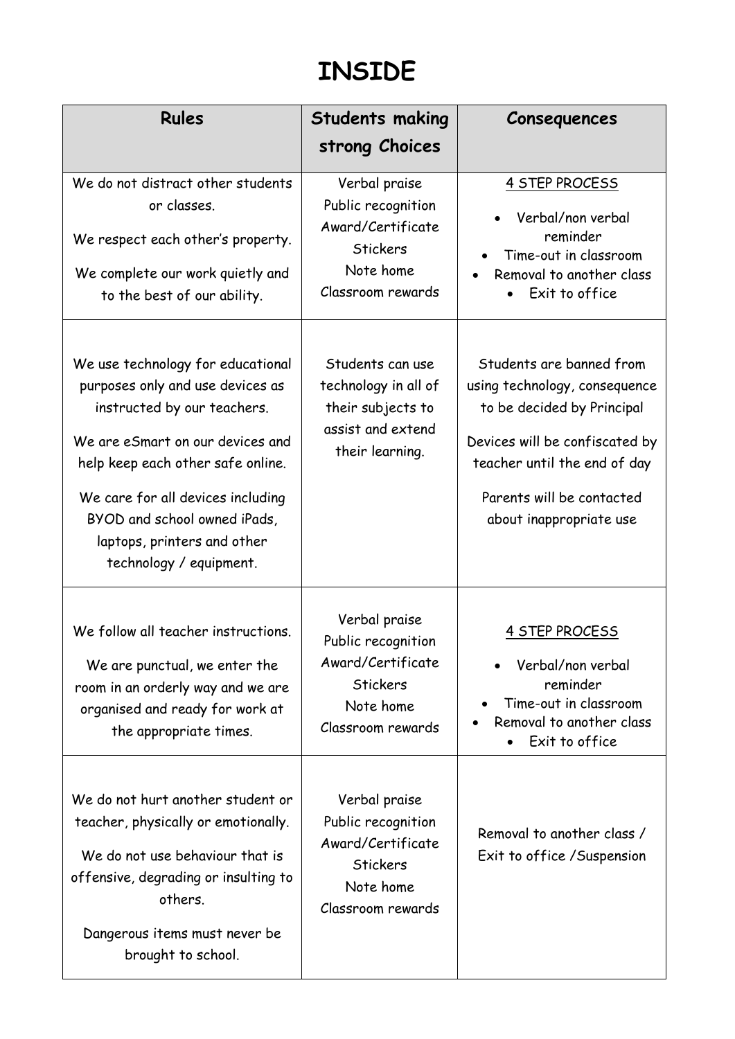# INSIDE

| Rules | Students making strong Choices | Consequences |
|---|---|---|
| We do not distract other students or classes.<br><br>We respect each other's property.<br><br>We complete our work quietly and to the best of our ability. | Verbal praise<br>Public recognition<br>Award/Certificate<br>Stickers<br>Note home<br>Classroom rewards | <u>4 STEP PROCESS</u><br>• Verbal/non verbal reminder<br>• Time-out in classroom<br>• Removal to another class<br>• Exit to office |
| We use technology for educational purposes only and use devices as instructed by our teachers.<br><br>We are eSmart on our devices and help keep each other safe online.<br><br>We care for all devices including BYOD and school owned iPads, laptops, printers and other technology / equipment. | Students can use technology in all of their subjects to assist and extend their learning. | Students are banned from using technology, consequence to be decided by Principal<br><br>Devices will be confiscated by teacher until the end of day<br><br>Parents will be contacted about inappropriate use |
| We follow all teacher instructions.<br><br>We are punctual, we enter the room in an orderly way and we are organised and ready for work at the appropriate times. | Verbal praise<br>Public recognition<br>Award/Certificate<br>Stickers<br>Note home<br>Classroom rewards | <u>4 STEP PROCESS</u><br>• Verbal/non verbal reminder<br>• Time-out in classroom<br>• Removal to another class<br>• Exit to office |
| We do not hurt another student or teacher, physically or emotionally.<br><br>We do not use behaviour that is offensive, degrading or insulting to others.<br><br>Dangerous items must never be brought to school. | Verbal praise<br>Public recognition<br>Award/Certificate<br>Stickers<br>Note home<br>Classroom rewards | Removal to another class / Exit to office /Suspension |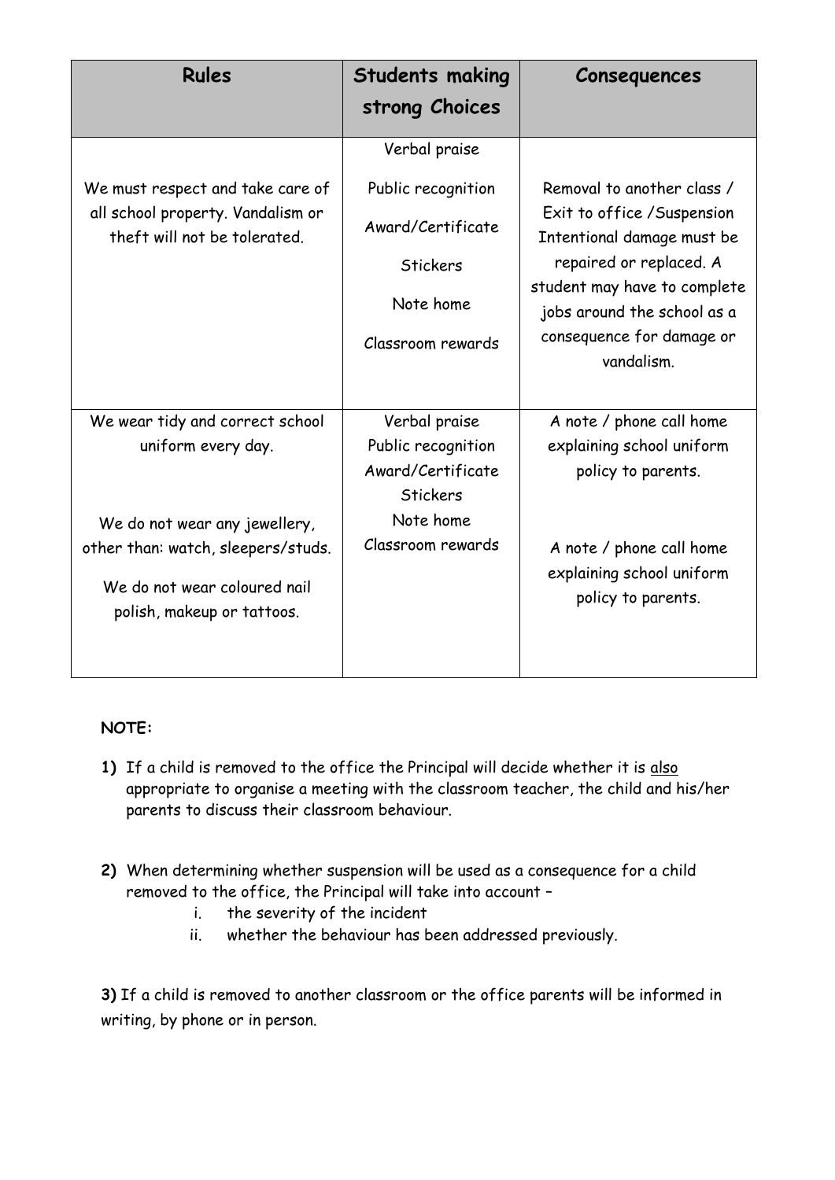| Rules | Students making strong Choices | Consequences |
| --- | --- | --- |
| We must respect and take care of all school property. Vandalism or theft will not be tolerated. | Verbal praise<br>Public recognition<br>Award/Certificate<br>Stickers<br>Note home<br>Classroom rewards | Removal to another class / Exit to office /Suspension Intentional damage must be repaired or replaced. A student may have to complete jobs around the school as a consequence for damage or vandalism. |
| We wear tidy and correct school uniform every day.<br><br>We do not wear any jewellery, other than: watch, sleepers/studs.<br>We do not wear coloured nail polish, makeup or tattoos. | Verbal praise<br>Public recognition<br>Award/Certificate<br>Stickers<br>Note home<br>Classroom rewards | A note / phone call home explaining school uniform policy to parents.<br><br>A note / phone call home explaining school uniform policy to parents. |

**NOTE:**

**1)** If a child is removed to the office the Principal will decide whether it is <u>also</u> appropriate to organise a meeting with the classroom teacher, the child and his/her parents to discuss their classroom behaviour.

**2)** When determining whether suspension will be used as a consequence for a child removed to the office, the Principal will take into account –

  i. the severity of the incident
  ii. whether the behaviour has been addressed previously.

**3)** If a child is removed to another classroom or the office parents will be informed in writing, by phone or in person.